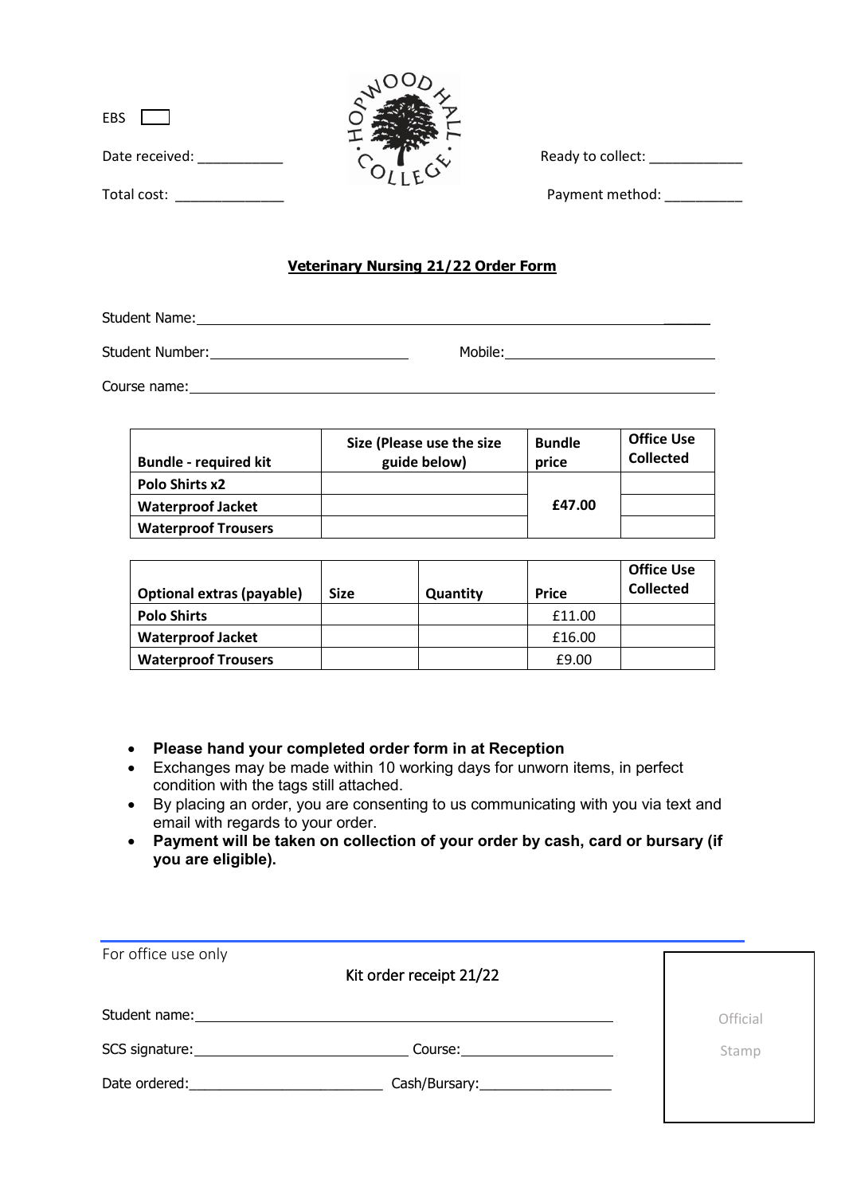EBS ☐

Date received: ___________

Total cost: ______________

HOPWOOD HALL COLLEGE

Ready to collect: ____________

Payment method: __________

**Veterinary Nursing 21/22 Order Form**

Student Name: ______________________________________________

Student Number: ____________________ Mobile: ____________________

Course name: ______________________________________________

| Bundle - required kit | Size (Please use the size guide below) | Bundle price | Office Use Collected |
|---|---|---|---|
| **Polo Shirts x2** | | **£47.00** | |
| **Waterproof Jacket** | | | |
| **Waterproof Trousers** | | | |

| Optional extras (payable) | Size | Quantity | Price | Office Use Collected |
|---|---|---|---|---|
| **Polo Shirts** | | | £11.00 | |
| **Waterproof Jacket** | | | £16.00 | |
| **Waterproof Trousers** | | | £9.00 | |

- **Please hand your completed order form in at Reception**
- Exchanges may be made within 10 working days for unworn items, in perfect condition with the tags still attached.
- By placing an order, you are consenting to us communicating with you via text and email with regards to your order.
- **Payment will be taken on collection of your order by cash, card or bursary (if you are eligible).**

---

For office use only

Kit order receipt 21/22

Student name: ______________________________________________

SCS signature: ____________________ Course: ____________________

Date ordered: ____________________ Cash/Bursary: ________________

Official Stamp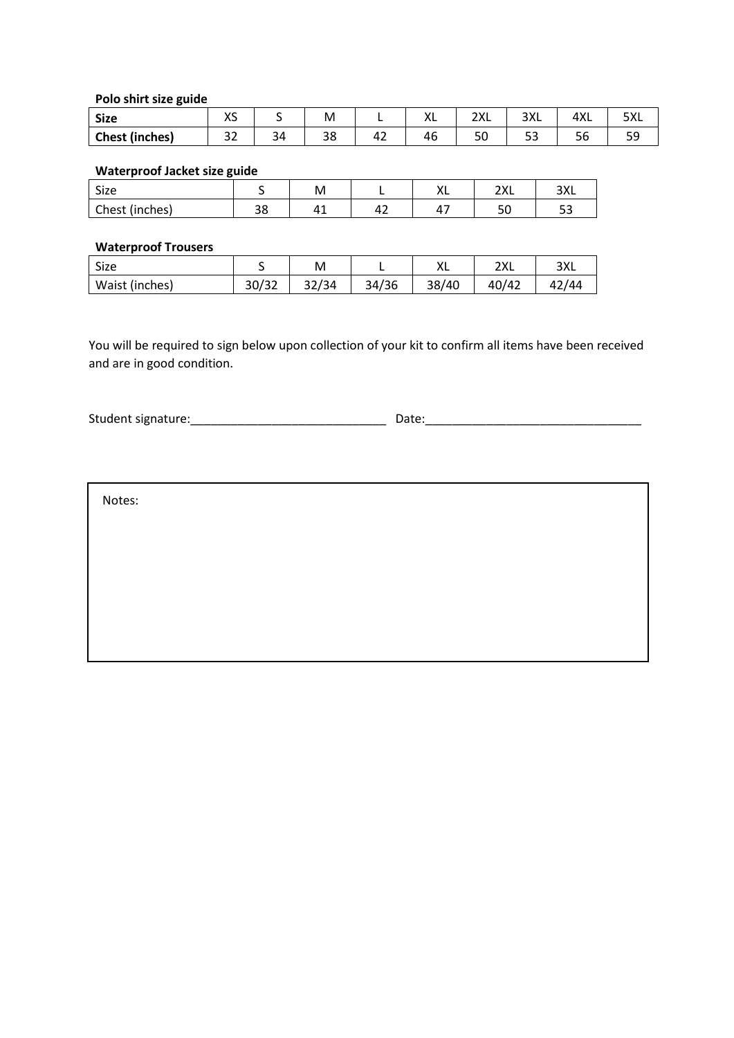**Polo shirt size guide**

| **Size** | XS | S | M | L | XL | 2XL | 3XL | 4XL | 5XL |
|---|---|---|---|---|---|---|---|---|---|
| **Chest (inches)** | 32 | 34 | 38 | 42 | 46 | 50 | 53 | 56 | 59 |

**Waterproof Jacket size guide**

| Size | S | M | L | XL | 2XL | 3XL |
|---|---|---|---|---|---|---|
| Chest (inches) | 38 | 41 | 42 | 47 | 50 | 53 |

**Waterproof Trousers**

| Size | S | M | L | XL | 2XL | 3XL |
|---|---|---|---|---|---|---|
| Waist (inches) | 30/32 | 32/34 | 34/36 | 38/40 | 40/42 | 42/44 |

You will be required to sign below upon collection of your kit to confirm all items have been received and are in good condition.

Student signature:_____________________________ Date:________________________________

Notes: